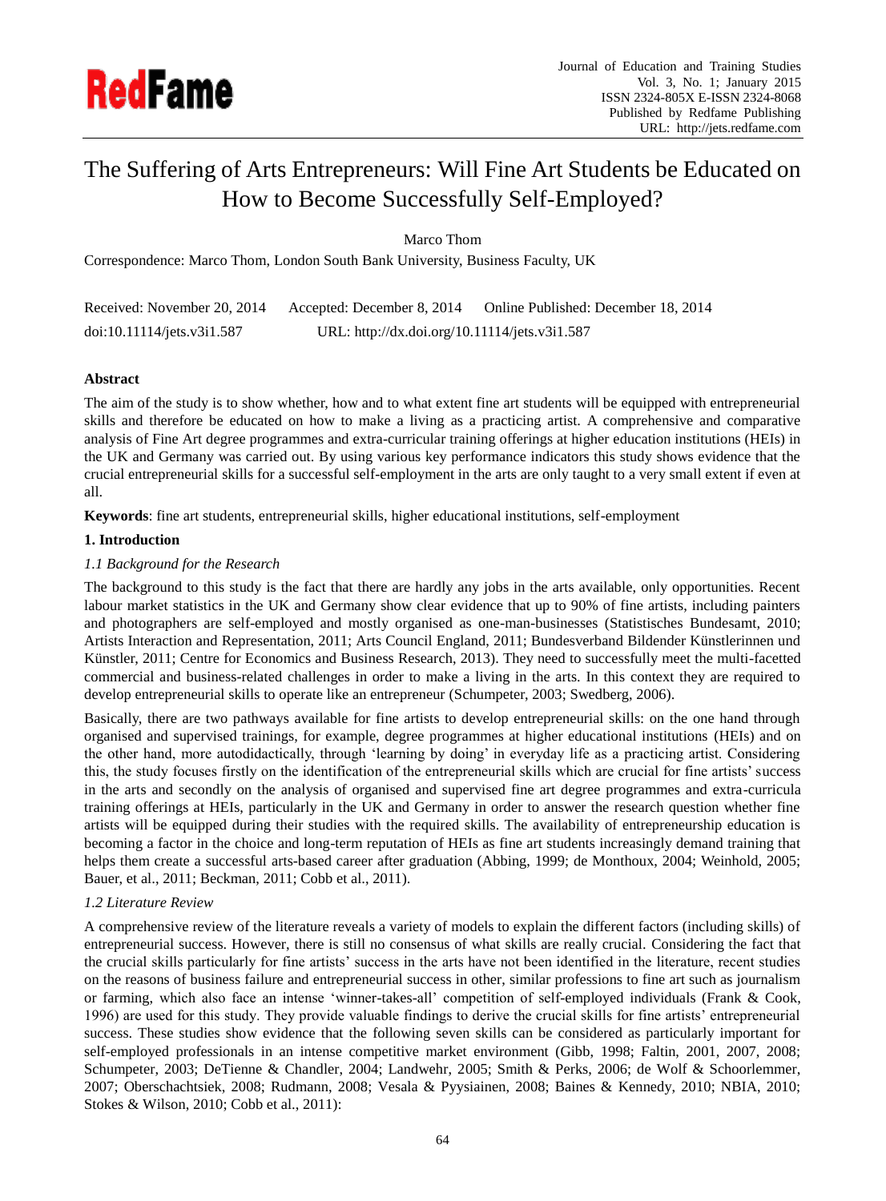# The Suffering of Arts Entrepreneurs: Will Fine Art Students be Educated on How to Become Successfully Self-Employed?

Marco Thom

Correspondence: Marco Thom, London South Bank University, Business Faculty, UK

Received: November 20, 2014 Accepted: December 8, 2014 Online Published: December 18, 2014

doi:10.11114/jets.v3i1.587 URL: http://dx.doi.org/10.11114/jets.v3i1.587

## Abstract

The aim of the study is to show whether, how and to what extent fine art students will be equipped with entrepreneurial skills and therefore be educated on how to make a living as a practicing artist. A comprehensive and comparative analysis of Fine Art degree programmes and extra-curricular training offerings at higher education institutions (HEIs) in the UK and Germany was carried out. By using various key performance indicators this study shows evidence that the crucial entrepreneurial skills for a successful self-employment in the arts are only taught to a very small extent if even at all.

**Keywords**: fine art students, entrepreneurial skills, higher educational institutions, self-employment

## 1. Introduction

### *1.1 Background for the Research*

The background to this study is the fact that there are hardly any jobs in the arts available, only opportunities. Recent labour market statistics in the UK and Germany show clear evidence that up to 90% of fine artists, including painters and photographers are self-employed and mostly organised as one-man-businesses (Statistisches Bundesamt, 2010; Artists Interaction and Representation, 2011; Arts Council England, 2011; Bundesverband Bildender Künstlerinnen und Künstler, 2011; Centre for Economics and Business Research, 2013). They need to successfully meet the multi-facetted commercial and business-related challenges in order to make a living in the arts. In this context they are required to develop entrepreneurial skills to operate like an entrepreneur (Schumpeter, 2003; Swedberg, 2006).

Basically, there are two pathways available for fine artists to develop entrepreneurial skills: on the one hand through organised and supervised trainings, for example, degree programmes at higher educational institutions (HEIs) and on the other hand, more autodidactically, through 'learning by doing' in everyday life as a practicing artist. Considering this, the study focuses firstly on the identification of the entrepreneurial skills which are crucial for fine artists' success in the arts and secondly on the analysis of organised and supervised fine art degree programmes and extra-curricula training offerings at HEIs, particularly in the UK and Germany in order to answer the research question whether fine artists will be equipped during their studies with the required skills. The availability of entrepreneurship education is becoming a factor in the choice and long-term reputation of HEIs as fine art students increasingly demand training that helps them create a successful arts-based career after graduation (Abbing, 1999; de Monthoux, 2004; Weinhold, 2005; Bauer, et al., 2011; Beckman, 2011; Cobb et al., 2011).

### *1.2 Literature Review*

A comprehensive review of the literature reveals a variety of models to explain the different factors (including skills) of entrepreneurial success. However, there is still no consensus of what skills are really crucial. Considering the fact that the crucial skills particularly for fine artists' success in the arts have not been identified in the literature, recent studies on the reasons of business failure and entrepreneurial success in other, similar professions to fine art such as journalism or farming, which also face an intense 'winner-takes-all' competition of self-employed individuals (Frank & Cook, 1996) are used for this study. They provide valuable findings to derive the crucial skills for fine artists' entrepreneurial success. These studies show evidence that the following seven skills can be considered as particularly important for self-employed professionals in an intense competitive market environment (Gibb, 1998; Faltin, 2001, 2007, 2008; Schumpeter, 2003; DeTienne & Chandler, 2004; Landwehr, 2005; Smith & Perks, 2006; de Wolf & Schoorlemmer, 2007; Oberschachtsiek, 2008; Rudmann, 2008; Vesala & Pyysiainen, 2008; Baines & Kennedy, 2010; NBIA, 2010; Stokes & Wilson, 2010; Cobb et al., 2011):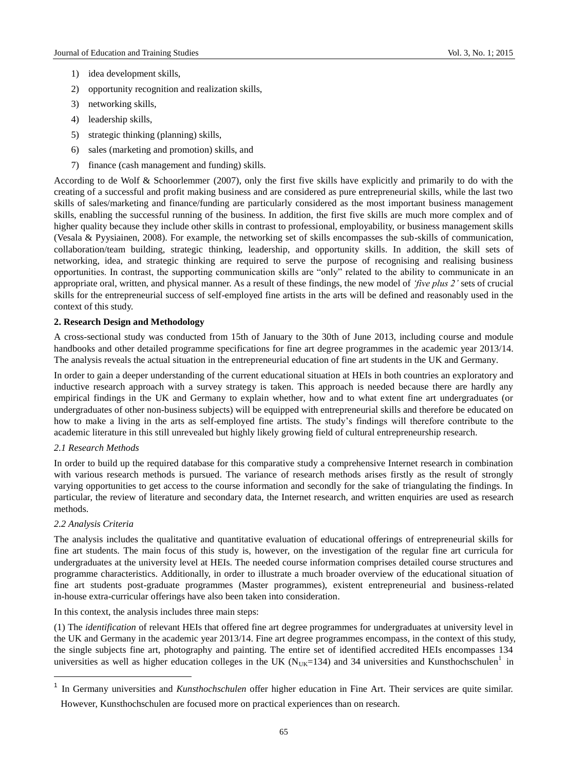1) idea development skills,
2) opportunity recognition and realization skills,
3) networking skills,
4) leadership skills,
5) strategic thinking (planning) skills,
6) sales (marketing and promotion) skills, and
7) finance (cash management and funding) skills.

According to de Wolf & Schoorlemmer (2007), only the first five skills have explicitly and primarily to do with the creating of a successful and profit making business and are considered as pure entrepreneurial skills, while the last two skills of sales/marketing and finance/funding are particularly considered as the most important business management skills, enabling the successful running of the business. In addition, the first five skills are much more complex and of higher quality because they include other skills in contrast to professional, employability, or business management skills (Vesala & Pyysiainen, 2008). For example, the networking set of skills encompasses the sub-skills of communication, collaboration/team building, strategic thinking, leadership, and opportunity skills. In addition, the skill sets of networking, idea, and strategic thinking are required to serve the purpose of recognising and realising business opportunities. In contrast, the supporting communication skills are "only" related to the ability to communicate in an appropriate oral, written, and physical manner. As a result of these findings, the new model of *'five plus 2'* sets of crucial skills for the entrepreneurial success of self-employed fine artists in the arts will be defined and reasonably used in the context of this study.

## 2. Research Design and Methodology

A cross-sectional study was conducted from 15th of January to the 30th of June 2013, including course and module handbooks and other detailed programme specifications for fine art degree programmes in the academic year 2013/14. The analysis reveals the actual situation in the entrepreneurial education of fine art students in the UK and Germany.

In order to gain a deeper understanding of the current educational situation at HEIs in both countries an exploratory and inductive research approach with a survey strategy is taken. This approach is needed because there are hardly any empirical findings in the UK and Germany to explain whether, how and to what extent fine art undergraduates (or undergraduates of other non-business subjects) will be equipped with entrepreneurial skills and therefore be educated on how to make a living in the arts as self-employed fine artists. The study's findings will therefore contribute to the academic literature in this still unrevealed but highly likely growing field of cultural entrepreneurship research.

### *2.1 Research Methods*

In order to build up the required database for this comparative study a comprehensive Internet research in combination with various research methods is pursued. The variance of research methods arises firstly as the result of strongly varying opportunities to get access to the course information and secondly for the sake of triangulating the findings. In particular, the review of literature and secondary data, the Internet research, and written enquiries are used as research methods.

### *2.2 Analysis Criteria*

The analysis includes the qualitative and quantitative evaluation of educational offerings of entrepreneurial skills for fine art students. The main focus of this study is, however, on the investigation of the regular fine art curricula for undergraduates at the university level at HEIs. The needed course information comprises detailed course structures and programme characteristics. Additionally, in order to illustrate a much broader overview of the educational situation of fine art students post-graduate programmes (Master programmes), existent entrepreneurial and business-related in-house extra-curricular offerings have also been taken into consideration.

In this context, the analysis includes three main steps:

(1) The *identification* of relevant HEIs that offered fine art degree programmes for undergraduates at university level in the UK and Germany in the academic year 2013/14. Fine art degree programmes encompass, in the context of this study, the single subjects fine art, photography and painting. The entire set of identified accredited HEIs encompasses 134 universities as well as higher education colleges in the UK ($N_{UK}$=134) and 34 universities and Kunsthochschulen[1] in

[1] In Germany universities and *Kunsthochschulen* offer higher education in Fine Art. Their services are quite similar. However, Kunsthochschulen are focused more on practical experiences than on research.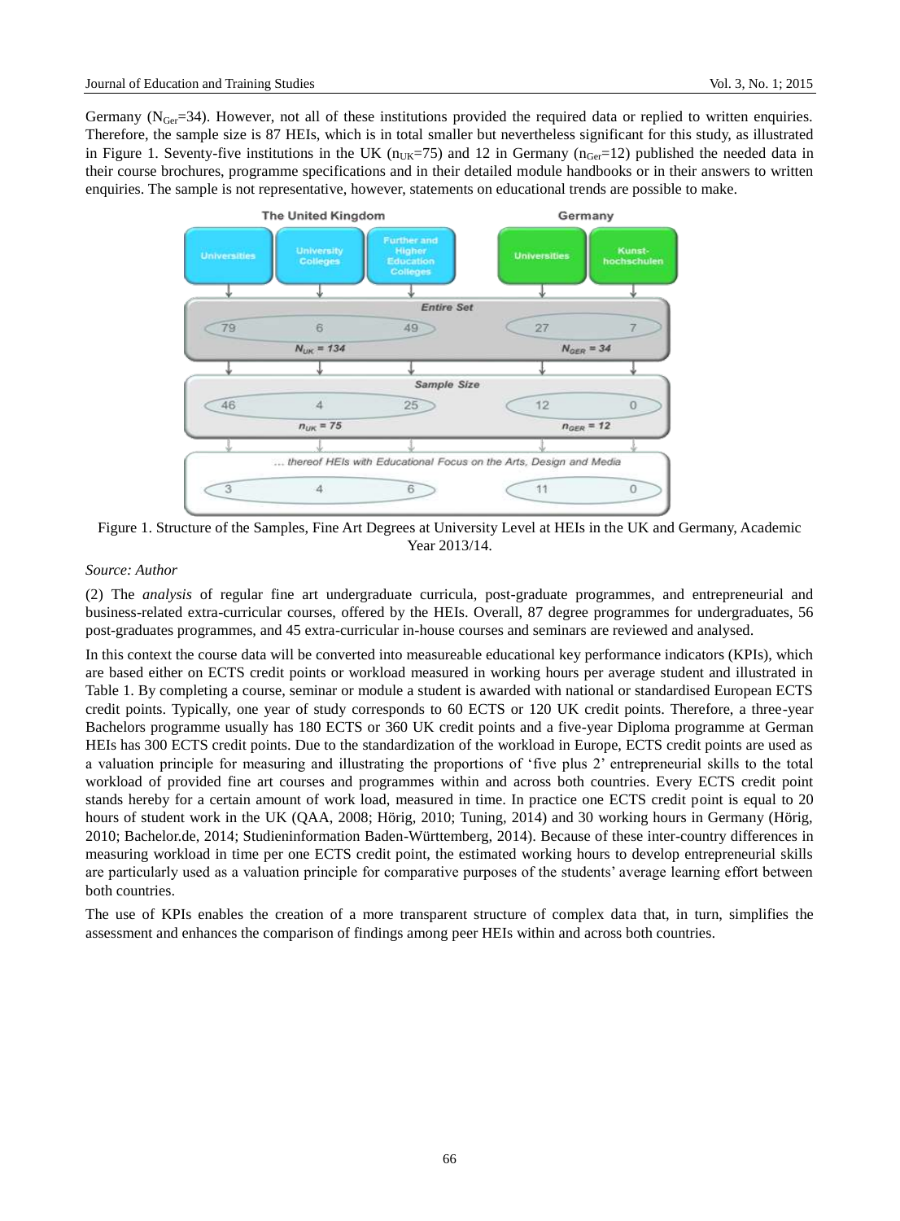Germany ($N_{Ger}$=34). However, not all of these institutions provided the required data or replied to written enquiries. Therefore, the sample size is 87 HEIs, which is in total smaller but nevertheless significant for this study, as illustrated in Figure 1. Seventy-five institutions in the UK ($n_{UK}$=75) and 12 in Germany ($n_{Ger}$=12) published the needed data in their course brochures, programme specifications and in their detailed module handbooks or in their answers to written enquiries. The sample is not representative, however, statements on educational trends are possible to make.

Figure 1. Structure of the Samples, Fine Art Degrees at University Level at HEIs in the UK and Germany, Academic Year 2013/14.

*Source: Author*

(2) The *analysis* of regular fine art undergraduate curricula, post-graduate programmes, and entrepreneurial and business-related extra-curricular courses, offered by the HEIs. Overall, 87 degree programmes for undergraduates, 56 post-graduates programmes, and 45 extra-curricular in-house courses and seminars are reviewed and analysed.

In this context the course data will be converted into measureable educational key performance indicators (KPIs), which are based either on ECTS credit points or workload measured in working hours per average student and illustrated in Table 1. By completing a course, seminar or module a student is awarded with national or standardised European ECTS credit points. Typically, one year of study corresponds to 60 ECTS or 120 UK credit points. Therefore, a three-year Bachelors programme usually has 180 ECTS or 360 UK credit points and a five-year Diploma programme at German HEIs has 300 ECTS credit points. Due to the standardization of the workload in Europe, ECTS credit points are used as a valuation principle for measuring and illustrating the proportions of 'five plus 2' entrepreneurial skills to the total workload of provided fine art courses and programmes within and across both countries. Every ECTS credit point stands hereby for a certain amount of work load, measured in time. In practice one ECTS credit point is equal to 20 hours of student work in the UK (QAA, 2008; Hörig, 2010; Tuning, 2014) and 30 working hours in Germany (Hörig, 2010; Bachelor.de, 2014; Studieninformation Baden-Württemberg, 2014). Because of these inter-country differences in measuring workload in time per one ECTS credit point, the estimated working hours to develop entrepreneurial skills are particularly used as a valuation principle for comparative purposes of the students' average learning effort between both countries.

The use of KPIs enables the creation of a more transparent structure of complex data that, in turn, simplifies the assessment and enhances the comparison of findings among peer HEIs within and across both countries.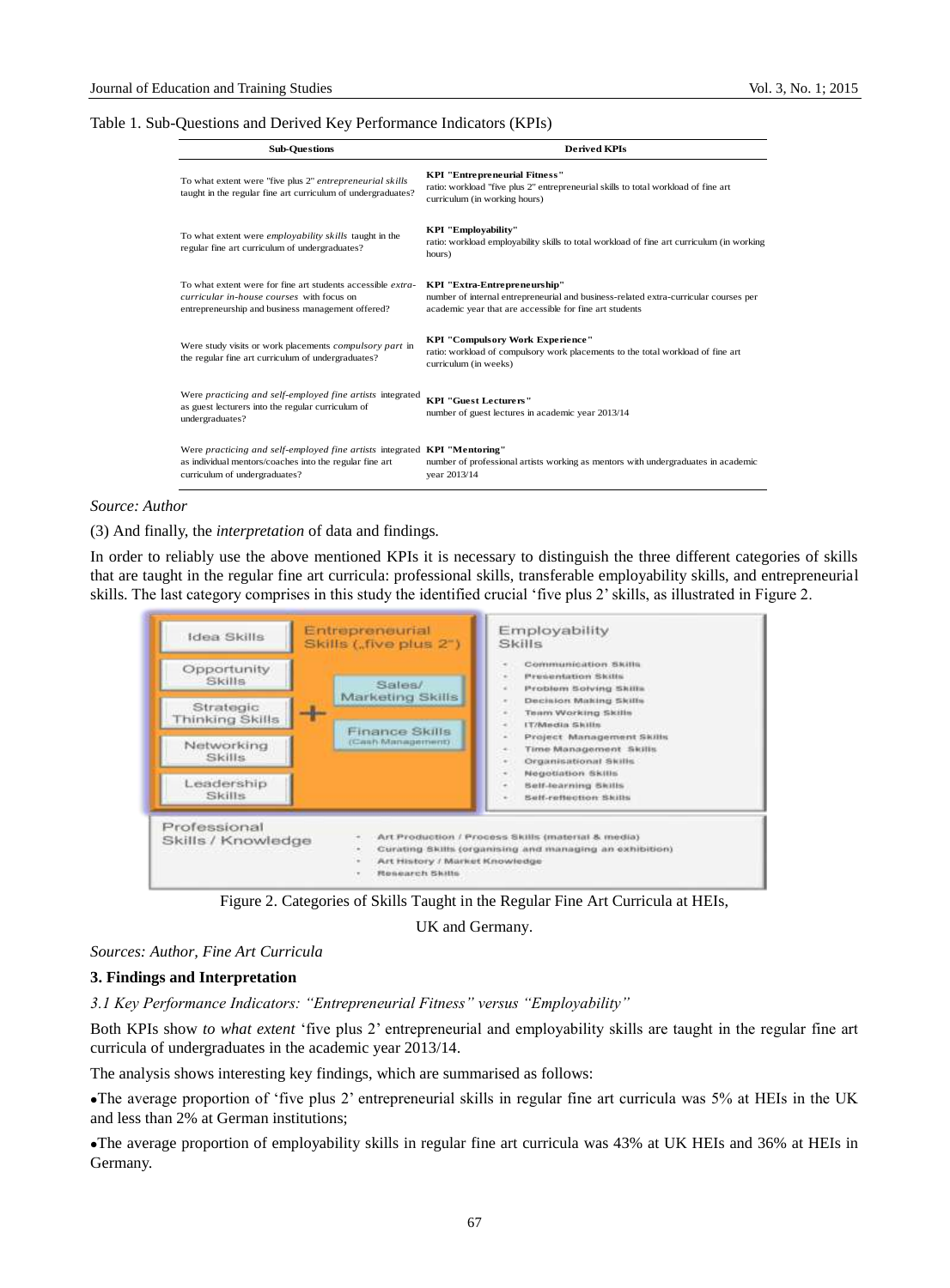Table 1. Sub-Questions and Derived Key Performance Indicators (KPIs)

| Sub-Questions | Derived KPIs |
| --- | --- |
| To what extent were "five plus 2" *entrepreneurial skills* taught in the regular fine art curriculum of undergraduates? | **KPI "Entrepreneurial Fitness"** ratio: workload "five plus 2" entrepreneurial skills to total workload of fine art curriculum (in working hours) |
| To what extent were *employability skills* taught in the regular fine art curriculum of undergraduates? | **KPI "Employability"** ratio: workload employability skills to total workload of fine art curriculum (in working hours) |
| To what extent were for fine art students accessible *extra-curricular in-house courses* with focus on entrepreneurship and business management offered? | **KPI "Extra-Entrepreneurship"** number of internal entrepreneurial and business-related extra-curricular courses per academic year that are accessible for fine art students |
| Were study visits or work placements *compulsory part* in the regular fine art curriculum of undergraduates? | **KPI "Compulsory Work Experience"** ratio: workload of compulsory work placements to the total workload of fine art curriculum (in weeks) |
| Were *practicing and self-employed fine artists* integrated as guest lecturers into the regular curriculum of undergraduates? | **KPI "Guest Lecturers"** number of guest lectures in academic year 2013/14 |
| Were *practicing and self-employed fine artists* integrated as individual mentors/coaches into the regular fine art curriculum of undergraduates? | **KPI "Mentoring"** number of professional artists working as mentors with undergraduates in academic year 2013/14 |

*Source: Author*

(3) And finally, the *interpretation* of data and findings.

In order to reliably use the above mentioned KPIs it is necessary to distinguish the three different categories of skills that are taught in the regular fine art curricula: professional skills, transferable employability skills, and entrepreneurial skills. The last category comprises in this study the identified crucial 'five plus 2' skills, as illustrated in Figure 2.

Entrepreneurial Skills („five plus 2")
- Idea Skills
- Opportunity Skills
- Strategic Thinking Skills
- Networking Skills
- Leadership Skills

\+ Sales/ Marketing Skills; Finance Skills (Cash Management)

Employability Skills
- Communication Skills
- Presentation Skills
- Problem Solving Skills
- Decision Making Skills
- Team Working Skills
- IT/Media Skills
- Project Management Skills
- Time Management Skills
- Organisational Skills
- Negotiation Skills
- Self-learning Skills
- Self-reflection Skills

Professional Skills / Knowledge
- Art Production / Process Skills (material & media)
- Curating Skills (organising and managing an exhibition)
- Art History / Market Knowledge
- Research Skills

Figure 2. Categories of Skills Taught in the Regular Fine Art Curricula at HEIs, UK and Germany.

*Sources: Author, Fine Art Curricula*

## 3. Findings and Interpretation

### *3.1 Key Performance Indicators: "Entrepreneurial Fitness" versus "Employability"*

Both KPIs show *to what extent* 'five plus 2' entrepreneurial and employability skills are taught in the regular fine art curricula of undergraduates in the academic year 2013/14.

The analysis shows interesting key findings, which are summarised as follows:

- The average proportion of 'five plus 2' entrepreneurial skills in regular fine art curricula was 5% at HEIs in the UK and less than 2% at German institutions;
- The average proportion of employability skills in regular fine art curricula was 43% at UK HEIs and 36% at HEIs in Germany.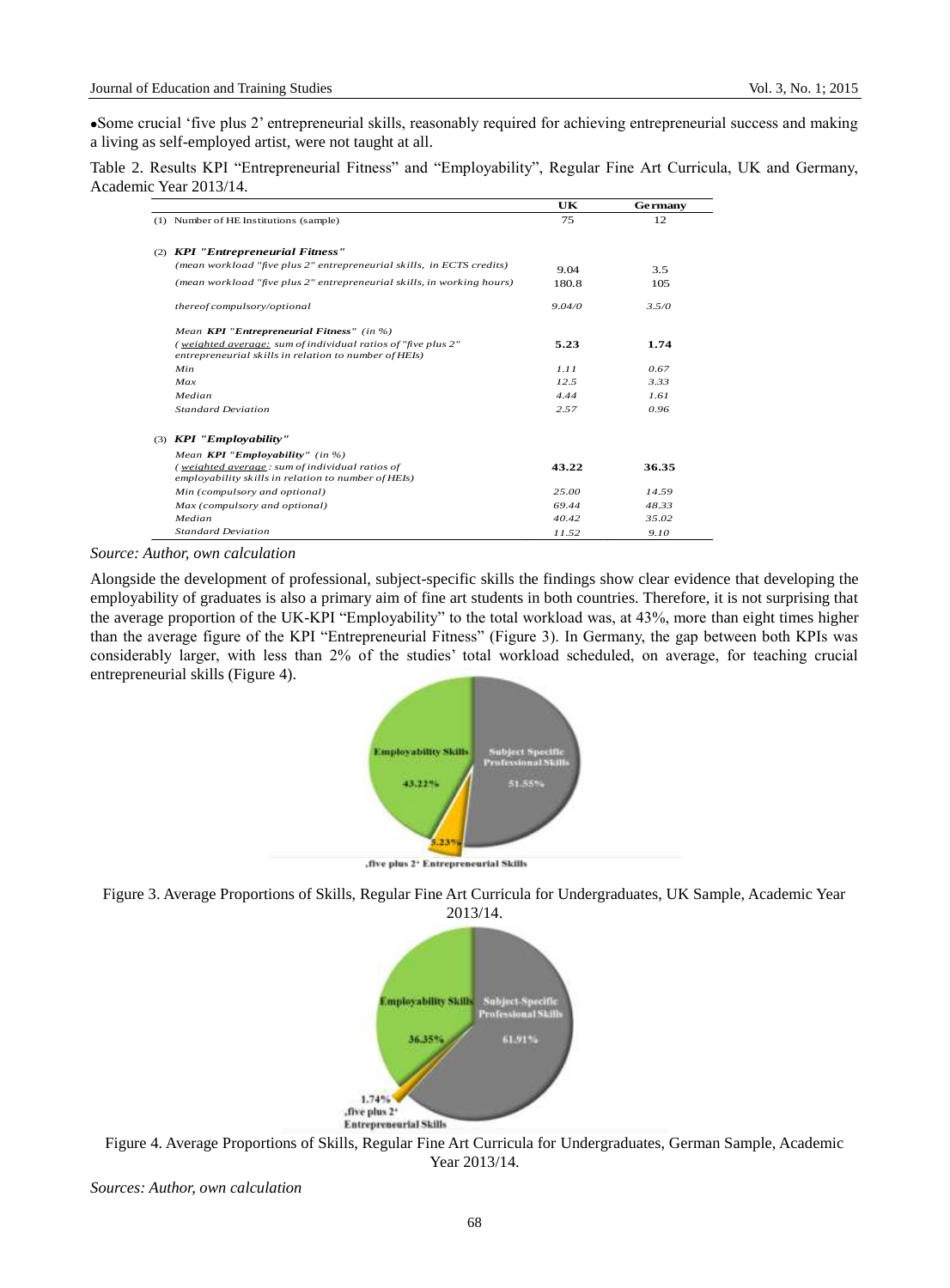- Some crucial 'five plus 2' entrepreneurial skills, reasonably required for achieving entrepreneurial success and making a living as self-employed artist, were not taught at all.

Table 2. Results KPI "Entrepreneurial Fitness" and "Employability", Regular Fine Art Curricula, UK and Germany, Academic Year 2013/14.

| | UK | Germany |
|---|---|---|
| (1) Number of HE Institutions (sample) | 75 | 12 |
| (2) ***KPI "Entrepreneurial Fitness"*** | | |
| *(mean workload "five plus 2" entrepreneurial skills, in ECTS credits)* | 9.04 | 3.5 |
| *(mean workload "five plus 2" entrepreneurial skills, in working hours)* | 180.8 | 105 |
| *thereof compulsory/optional* | *9.04/0* | *3.5/0* |
| *Mean **KPI "Entrepreneurial Fitness"** (in %)* *(weighted average: sum of individual ratios of "five plus 2" entrepreneurial skills in relation to number of HEIs)* | **5.23** | **1.74** |
| *Min* | *1.11* | *0.67* |
| *Max* | *12.5* | *3.33* |
| *Median* | *4.44* | *1.61* |
| *Standard Deviation* | *2.57* | *0.96* |
| (3) ***KPI "Employability"*** | | |
| *Mean **KPI "Employability"** (in %)* *(weighted average: sum of individual ratios of employability skills in relation to number of HEIs)* | **43.22** | **36.35** |
| *Min (compulsory and optional)* | *25.00* | *14.59* |
| *Max (compulsory and optional)* | *69.44* | *48.33* |
| *Median* | *40.42* | *35.02* |
| *Standard Deviation* | *11.52* | *9.10* |

*Source: Author, own calculation*

Alongside the development of professional, subject-specific skills the findings show clear evidence that developing the employability of graduates is also a primary aim of fine art students in both countries. Therefore, it is not surprising that the average proportion of the UK-KPI "Employability" to the total workload was, at 43%, more than eight times higher than the average figure of the KPI "Entrepreneurial Fitness" (Figure 3). In Germany, the gap between both KPIs was considerably larger, with less than 2% of the studies' total workload scheduled, on average, for teaching crucial entrepreneurial skills (Figure 4).

Figure 3. Average Proportions of Skills, Regular Fine Art Curricula for Undergraduates, UK Sample, Academic Year 2013/14.

Figure 4. Average Proportions of Skills, Regular Fine Art Curricula for Undergraduates, German Sample, Academic Year 2013/14.

*Sources: Author, own calculation*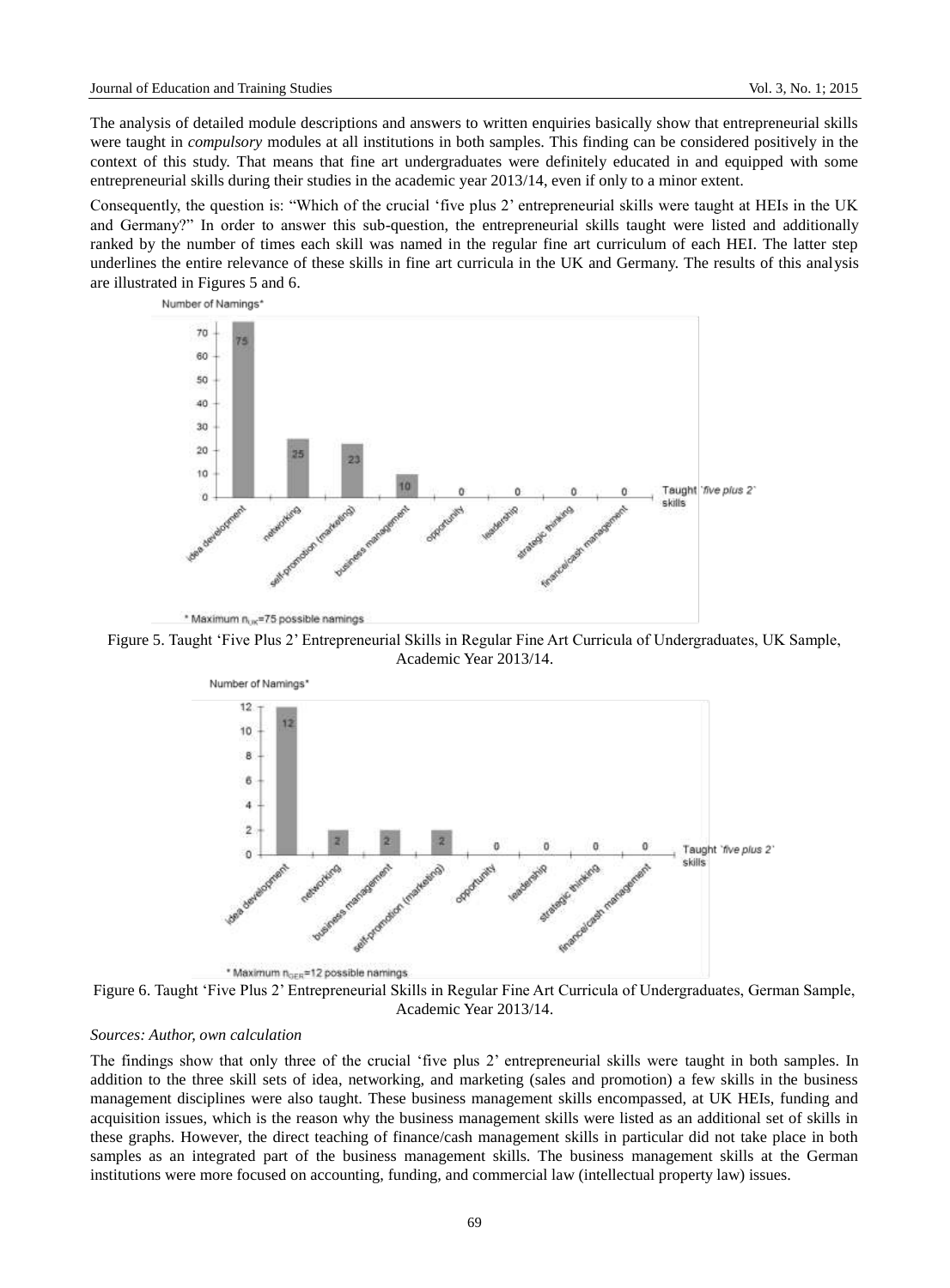The analysis of detailed module descriptions and answers to written enquiries basically show that entrepreneurial skills were taught in *compulsory* modules at all institutions in both samples. This finding can be considered positively in the context of this study. That means that fine art undergraduates were definitely educated in and equipped with some entrepreneurial skills during their studies in the academic year 2013/14, even if only to a minor extent.

Consequently, the question is: "Which of the crucial 'five plus 2' entrepreneurial skills were taught at HEIs in the UK and Germany?" In order to answer this sub-question, the entrepreneurial skills taught were listed and additionally ranked by the number of times each skill was named in the regular fine art curriculum of each HEI. The latter step underlines the entire relevance of these skills in fine art curricula in the UK and Germany. The results of this analysis are illustrated in Figures 5 and 6.

| Taught 'five plus 2' skills | Number of Namings* |
|---|---|
| idea development | 75 |
| networking | 25 |
| self-promotion (marketing) | 23 |
| business management | 10 |
| opportunity | 0 |
| leadership | 0 |
| strategic thinking | 0 |
| finance/cash management | 0 |

\* Maximum $n_{UK}$=75 possible namings

Figure 5. Taught 'Five Plus 2' Entrepreneurial Skills in Regular Fine Art Curricula of Undergraduates, UK Sample, Academic Year 2013/14.

| Taught 'five plus 2' skills | Number of Namings* |
|---|---|
| idea development | 12 |
| networking | 2 |
| business management | 2 |
| self-promotion (marketing) | 2 |
| opportunity | 0 |
| leadership | 0 |
| strategic thinking | 0 |
| finance/cash management | 0 |

\* Maximum $n_{GER}$=12 possible namings

Figure 6. Taught 'Five Plus 2' Entrepreneurial Skills in Regular Fine Art Curricula of Undergraduates, German Sample, Academic Year 2013/14.

*Sources: Author, own calculation*

The findings show that only three of the crucial 'five plus 2' entrepreneurial skills were taught in both samples. In addition to the three skill sets of idea, networking, and marketing (sales and promotion) a few skills in the business management disciplines were also taught. These business management skills encompassed, at UK HEIs, funding and acquisition issues, which is the reason why the business management skills were listed as an additional set of skills in these graphs. However, the direct teaching of finance/cash management skills in particular did not take place in both samples as an integrated part of the business management skills. The business management skills at the German institutions were more focused on accounting, funding, and commercial law (intellectual property law) issues.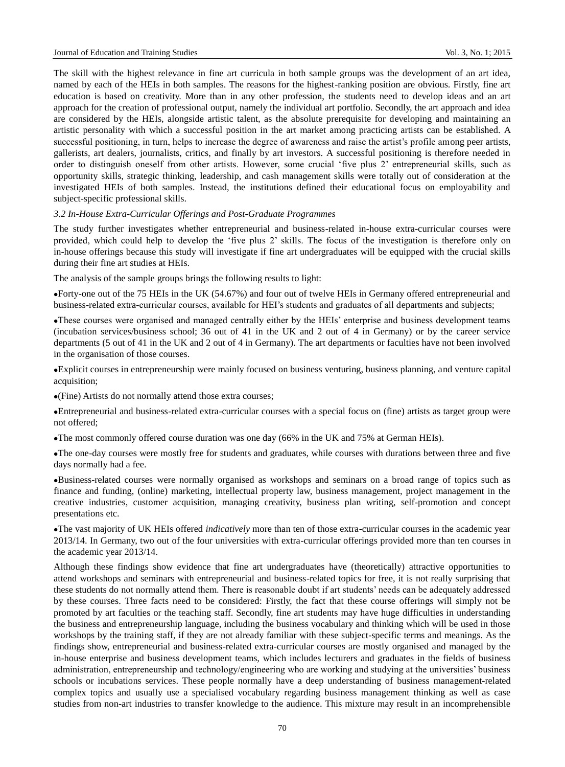The skill with the highest relevance in fine art curricula in both sample groups was the development of an art idea, named by each of the HEIs in both samples. The reasons for the highest-ranking position are obvious. Firstly, fine art education is based on creativity. More than in any other profession, the students need to develop ideas and an art approach for the creation of professional output, namely the individual art portfolio. Secondly, the art approach and idea are considered by the HEIs, alongside artistic talent, as the absolute prerequisite for developing and maintaining an artistic personality with which a successful position in the art market among practicing artists can be established. A successful positioning, in turn, helps to increase the degree of awareness and raise the artist's profile among peer artists, gallerists, art dealers, journalists, critics, and finally by art investors. A successful positioning is therefore needed in order to distinguish oneself from other artists. However, some crucial 'five plus 2' entrepreneurial skills, such as opportunity skills, strategic thinking, leadership, and cash management skills were totally out of consideration at the investigated HEIs of both samples. Instead, the institutions defined their educational focus on employability and subject-specific professional skills.

### *3.2 In-House Extra-Curricular Offerings and Post-Graduate Programmes*

The study further investigates whether entrepreneurial and business-related in-house extra-curricular courses were provided, which could help to develop the 'five plus 2' skills. The focus of the investigation is therefore only on in-house offerings because this study will investigate if fine art undergraduates will be equipped with the crucial skills during their fine art studies at HEIs.

The analysis of the sample groups brings the following results to light:

- Forty-one out of the 75 HEIs in the UK (54.67%) and four out of twelve HEIs in Germany offered entrepreneurial and business-related extra-curricular courses, available for HEI's students and graduates of all departments and subjects;
- These courses were organised and managed centrally either by the HEIs' enterprise and business development teams (incubation services/business school; 36 out of 41 in the UK and 2 out of 4 in Germany) or by the career service departments (5 out of 41 in the UK and 2 out of 4 in Germany). The art departments or faculties have not been involved in the organisation of those courses.
- Explicit courses in entrepreneurship were mainly focused on business venturing, business planning, and venture capital acquisition;
- (Fine) Artists do not normally attend those extra courses;
- Entrepreneurial and business-related extra-curricular courses with a special focus on (fine) artists as target group were not offered;
- The most commonly offered course duration was one day (66% in the UK and 75% at German HEIs).
- The one-day courses were mostly free for students and graduates, while courses with durations between three and five days normally had a fee.
- Business-related courses were normally organised as workshops and seminars on a broad range of topics such as finance and funding, (online) marketing, intellectual property law, business management, project management in the creative industries, customer acquisition, managing creativity, business plan writing, self-promotion and concept presentations etc.
- The vast majority of UK HEIs offered *indicatively* more than ten of those extra-curricular courses in the academic year 2013/14. In Germany, two out of the four universities with extra-curricular offerings provided more than ten courses in the academic year 2013/14.

Although these findings show evidence that fine art undergraduates have (theoretically) attractive opportunities to attend workshops and seminars with entrepreneurial and business-related topics for free, it is not really surprising that these students do not normally attend them. There is reasonable doubt if art students' needs can be adequately addressed by these courses. Three facts need to be considered: Firstly, the fact that these course offerings will simply not be promoted by art faculties or the teaching staff. Secondly, fine art students may have huge difficulties in understanding the business and entrepreneurship language, including the business vocabulary and thinking which will be used in those workshops by the training staff, if they are not already familiar with these subject-specific terms and meanings. As the findings show, entrepreneurial and business-related extra-curricular courses are mostly organised and managed by the in-house enterprise and business development teams, which includes lecturers and graduates in the fields of business administration, entrepreneurship and technology/engineering who are working and studying at the universities' business schools or incubations services. These people normally have a deep understanding of business management-related complex topics and usually use a specialised vocabulary regarding business management thinking as well as case studies from non-art industries to transfer knowledge to the audience. This mixture may result in an incomprehensible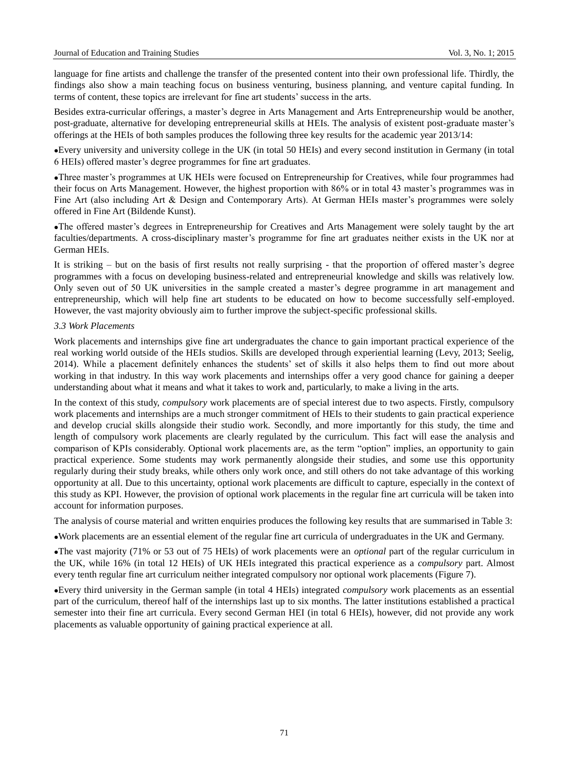language for fine artists and challenge the transfer of the presented content into their own professional life. Thirdly, the findings also show a main teaching focus on business venturing, business planning, and venture capital funding. In terms of content, these topics are irrelevant for fine art students' success in the arts.

Besides extra-curricular offerings, a master's degree in Arts Management and Arts Entrepreneurship would be another, post-graduate, alternative for developing entrepreneurial skills at HEIs. The analysis of existent post-graduate master's offerings at the HEIs of both samples produces the following three key results for the academic year 2013/14:

- Every university and university college in the UK (in total 50 HEIs) and every second institution in Germany (in total 6 HEIs) offered master's degree programmes for fine art graduates.
- Three master's programmes at UK HEIs were focused on Entrepreneurship for Creatives, while four programmes had their focus on Arts Management. However, the highest proportion with 86% or in total 43 master's programmes was in Fine Art (also including Art & Design and Contemporary Arts). At German HEIs master's programmes were solely offered in Fine Art (Bildende Kunst).
- The offered master's degrees in Entrepreneurship for Creatives and Arts Management were solely taught by the art faculties/departments. A cross-disciplinary master's programme for fine art graduates neither exists in the UK nor at German HEIs.

It is striking – but on the basis of first results not really surprising - that the proportion of offered master's degree programmes with a focus on developing business-related and entrepreneurial knowledge and skills was relatively low. Only seven out of 50 UK universities in the sample created a master's degree programme in art management and entrepreneurship, which will help fine art students to be educated on how to become successfully self-employed. However, the vast majority obviously aim to further improve the subject-specific professional skills.

### *3.3 Work Placements*

Work placements and internships give fine art undergraduates the chance to gain important practical experience of the real working world outside of the HEIs studios. Skills are developed through experiential learning (Levy, 2013; Seelig, 2014). While a placement definitely enhances the students' set of skills it also helps them to find out more about working in that industry. In this way work placements and internships offer a very good chance for gaining a deeper understanding about what it means and what it takes to work and, particularly, to make a living in the arts.

In the context of this study, *compulsory* work placements are of special interest due to two aspects. Firstly, compulsory work placements and internships are a much stronger commitment of HEIs to their students to gain practical experience and develop crucial skills alongside their studio work. Secondly, and more importantly for this study, the time and length of compulsory work placements are clearly regulated by the curriculum. This fact will ease the analysis and comparison of KPIs considerably. Optional work placements are, as the term "option" implies, an opportunity to gain practical experience. Some students may work permanently alongside their studies, and some use this opportunity regularly during their study breaks, while others only work once, and still others do not take advantage of this working opportunity at all. Due to this uncertainty, optional work placements are difficult to capture, especially in the context of this study as KPI. However, the provision of optional work placements in the regular fine art curricula will be taken into account for information purposes.

The analysis of course material and written enquiries produces the following key results that are summarised in Table 3:

- Work placements are an essential element of the regular fine art curricula of undergraduates in the UK and Germany.
- The vast majority (71% or 53 out of 75 HEIs) of work placements were an *optional* part of the regular curriculum in the UK, while 16% (in total 12 HEIs) of UK HEIs integrated this practical experience as a *compulsory* part. Almost every tenth regular fine art curriculum neither integrated compulsory nor optional work placements (Figure 7).
- Every third university in the German sample (in total 4 HEIs) integrated *compulsory* work placements as an essential part of the curriculum, thereof half of the internships last up to six months. The latter institutions established a practical semester into their fine art curricula. Every second German HEI (in total 6 HEIs), however, did not provide any work placements as valuable opportunity of gaining practical experience at all.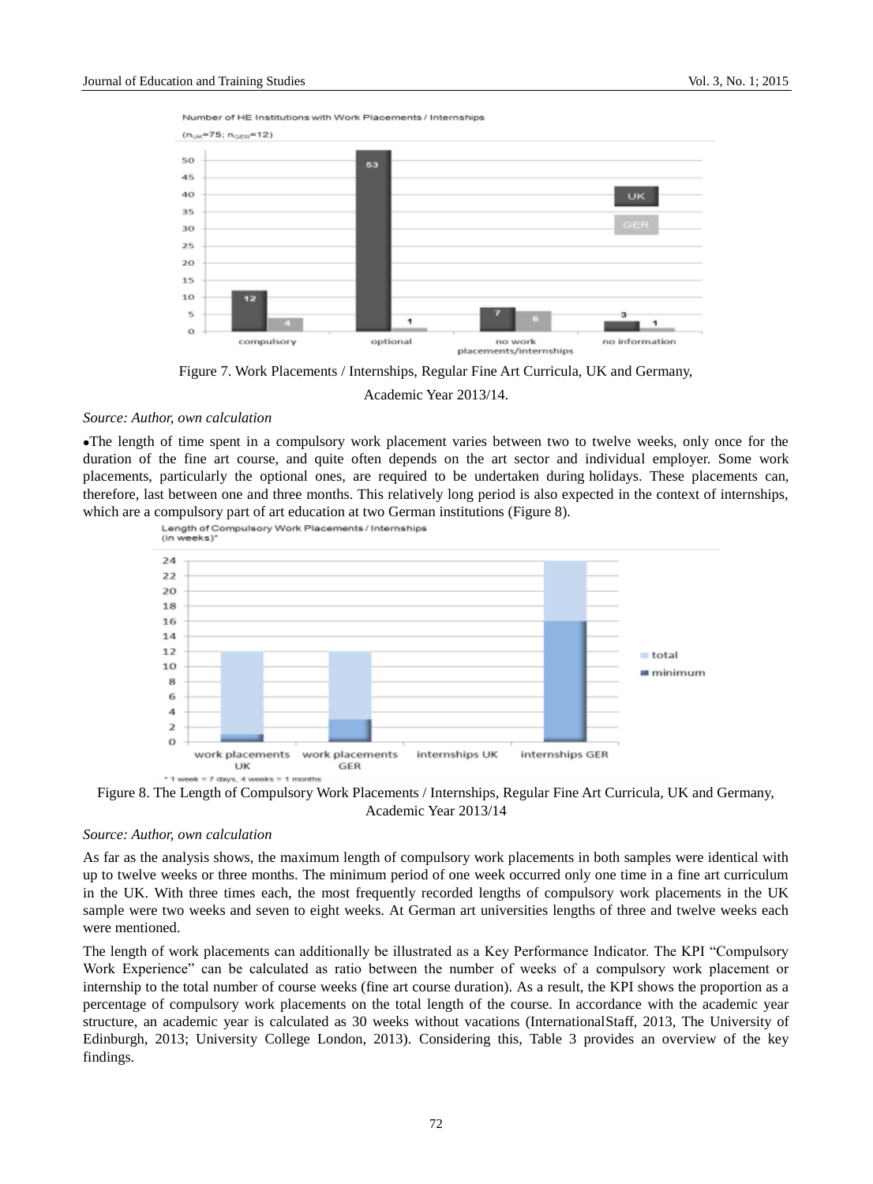Figure 7. Work Placements / Internships, Regular Fine Art Curricula, UK and Germany, Academic Year 2013/14.

*Source: Author, own calculation*

- The length of time spent in a compulsory work placement varies between two to twelve weeks, only once for the duration of the fine art course, and quite often depends on the art sector and individual employer. Some work placements, particularly the optional ones, are required to be undertaken during holidays. These placements can, therefore, last between one and three months. This relatively long period is also expected in the context of internships, which are a compulsory part of art education at two German institutions (Figure 8).

Figure 8. The Length of Compulsory Work Placements / Internships, Regular Fine Art Curricula, UK and Germany, Academic Year 2013/14

*Source: Author, own calculation*

As far as the analysis shows, the maximum length of compulsory work placements in both samples were identical with up to twelve weeks or three months. The minimum period of one week occurred only one time in a fine art curriculum in the UK. With three times each, the most frequently recorded lengths of compulsory work placements in the UK sample were two weeks and seven to eight weeks. At German art universities lengths of three and twelve weeks each were mentioned.

The length of work placements can additionally be illustrated as a Key Performance Indicator. The KPI "Compulsory Work Experience" can be calculated as ratio between the number of weeks of a compulsory work placement or internship to the total number of course weeks (fine art course duration). As a result, the KPI shows the proportion as a percentage of compulsory work placements on the total length of the course. In accordance with the academic year structure, an academic year is calculated as 30 weeks without vacations (InternationalStaff, 2013, The University of Edinburgh, 2013; University College London, 2013). Considering this, Table 3 provides an overview of the key findings.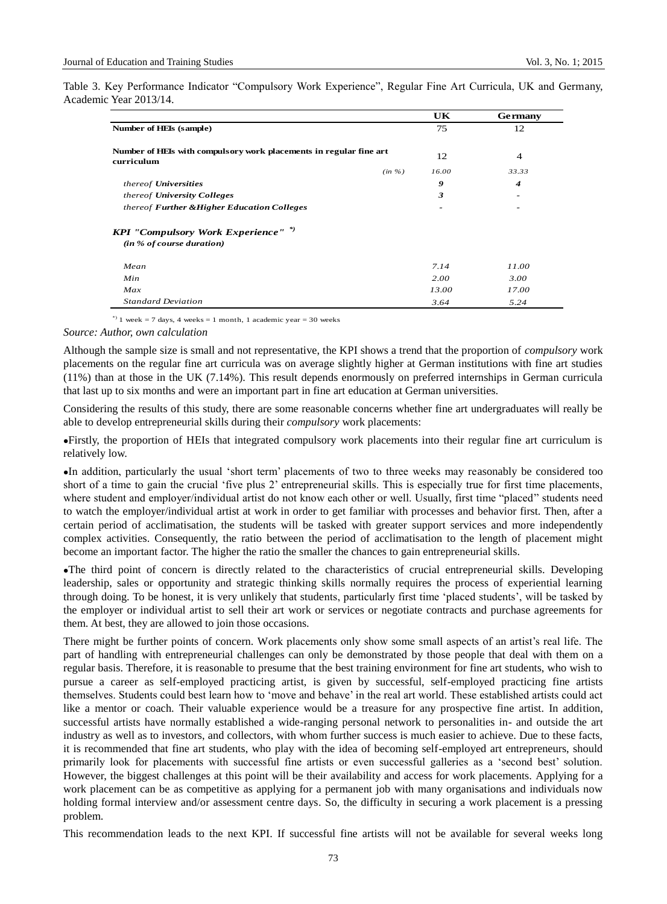Table 3. Key Performance Indicator "Compulsory Work Experience", Regular Fine Art Curricula, UK and Germany, Academic Year 2013/14.

| | | UK | Germany |
|---|---|---|---|
| **Number of HEIs (sample)** | | 75 | 12 |
| **Number of HEIs with compulsory work placements in regular fine art curriculum** | | 12 | 4 |
| | *(in %)* | *16.00* | *33.33* |
| *thereof* ***Universities*** | | ***9*** | ***4*** |
| *thereof* ***University Colleges*** | | ***3*** | - |
| *thereof* ***Further &Higher Education Colleges*** | | - | - |
| ***KPI "Compulsory Work Experience"*** *) ***(in % of course duration)*** | | | |
| *Mean* | | *7.14* | *11.00* |
| *Min* | | *2.00* | *3.00* |
| *Max* | | *13.00* | *17.00* |
| *Standard Deviation* | | *3.64* | *5.24* |

*) 1 week = 7 days, 4 weeks = 1 month, 1 academic year = 30 weeks

*Source: Author, own calculation*

Although the sample size is small and not representative, the KPI shows a trend that the proportion of *compulsory* work placements on the regular fine art curricula was on average slightly higher at German institutions with fine art studies (11%) than at those in the UK (7.14%). This result depends enormously on preferred internships in German curricula that last up to six months and were an important part in fine art education at German universities.

Considering the results of this study, there are some reasonable concerns whether fine art undergraduates will really be able to develop entrepreneurial skills during their *compulsory* work placements:

- Firstly, the proportion of HEIs that integrated compulsory work placements into their regular fine art curriculum is relatively low.
- In addition, particularly the usual 'short term' placements of two to three weeks may reasonably be considered too short of a time to gain the crucial 'five plus 2' entrepreneurial skills. This is especially true for first time placements, where student and employer/individual artist do not know each other or well. Usually, first time "placed" students need to watch the employer/individual artist at work in order to get familiar with processes and behavior first. Then, after a certain period of acclimatisation, the students will be tasked with greater support services and more independently complex activities. Consequently, the ratio between the period of acclimatisation to the length of placement might become an important factor. The higher the ratio the smaller the chances to gain entrepreneurial skills.
- The third point of concern is directly related to the characteristics of crucial entrepreneurial skills. Developing leadership, sales or opportunity and strategic thinking skills normally requires the process of experiential learning through doing. To be honest, it is very unlikely that students, particularly first time 'placed students', will be tasked by the employer or individual artist to sell their art work or services or negotiate contracts and purchase agreements for them. At best, they are allowed to join those occasions.

There might be further points of concern. Work placements only show some small aspects of an artist's real life. The part of handling with entrepreneurial challenges can only be demonstrated by those people that deal with them on a regular basis. Therefore, it is reasonable to presume that the best training environment for fine art students, who wish to pursue a career as self-employed practicing artist, is given by successful, self-employed practicing fine artists themselves. Students could best learn how to 'move and behave' in the real art world. These established artists could act like a mentor or coach. Their valuable experience would be a treasure for any prospective fine artist. In addition, successful artists have normally established a wide-ranging personal network to personalities in- and outside the art industry as well as to investors, and collectors, with whom further success is much easier to achieve. Due to these facts, it is recommended that fine art students, who play with the idea of becoming self-employed art entrepreneurs, should primarily look for placements with successful fine artists or even successful galleries as a 'second best' solution. However, the biggest challenges at this point will be their availability and access for work placements. Applying for a work placement can be as competitive as applying for a permanent job with many organisations and individuals now holding formal interview and/or assessment centre days. So, the difficulty in securing a work placement is a pressing problem.

This recommendation leads to the next KPI. If successful fine artists will not be available for several weeks long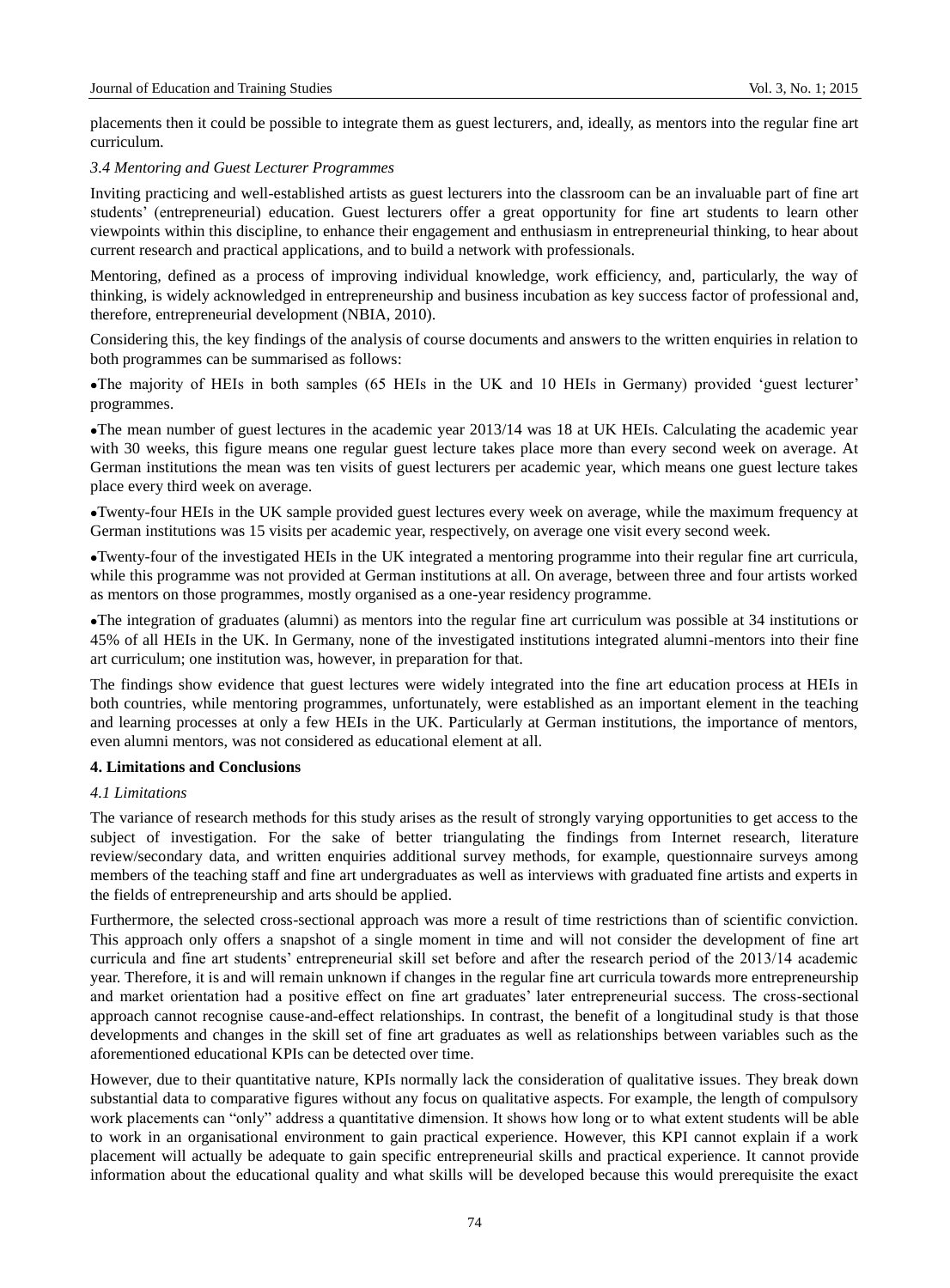placements then it could be possible to integrate them as guest lecturers, and, ideally, as mentors into the regular fine art curriculum.

### *3.4 Mentoring and Guest Lecturer Programmes*

Inviting practicing and well-established artists as guest lecturers into the classroom can be an invaluable part of fine art students' (entrepreneurial) education. Guest lecturers offer a great opportunity for fine art students to learn other viewpoints within this discipline, to enhance their engagement and enthusiasm in entrepreneurial thinking, to hear about current research and practical applications, and to build a network with professionals.

Mentoring, defined as a process of improving individual knowledge, work efficiency, and, particularly, the way of thinking, is widely acknowledged in entrepreneurship and business incubation as key success factor of professional and, therefore, entrepreneurial development (NBIA, 2010).

Considering this, the key findings of the analysis of course documents and answers to the written enquiries in relation to both programmes can be summarised as follows:

- The majority of HEIs in both samples (65 HEIs in the UK and 10 HEIs in Germany) provided 'guest lecturer' programmes.
- The mean number of guest lectures in the academic year 2013/14 was 18 at UK HEIs. Calculating the academic year with 30 weeks, this figure means one regular guest lecture takes place more than every second week on average. At German institutions the mean was ten visits of guest lecturers per academic year, which means one guest lecture takes place every third week on average.
- Twenty-four HEIs in the UK sample provided guest lectures every week on average, while the maximum frequency at German institutions was 15 visits per academic year, respectively, on average one visit every second week.
- Twenty-four of the investigated HEIs in the UK integrated a mentoring programme into their regular fine art curricula, while this programme was not provided at German institutions at all. On average, between three and four artists worked as mentors on those programmes, mostly organised as a one-year residency programme.
- The integration of graduates (alumni) as mentors into the regular fine art curriculum was possible at 34 institutions or 45% of all HEIs in the UK. In Germany, none of the investigated institutions integrated alumni-mentors into their fine art curriculum; one institution was, however, in preparation for that.

The findings show evidence that guest lectures were widely integrated into the fine art education process at HEIs in both countries, while mentoring programmes, unfortunately, were established as an important element in the teaching and learning processes at only a few HEIs in the UK. Particularly at German institutions, the importance of mentors, even alumni mentors, was not considered as educational element at all.

## **4. Limitations and Conclusions**

### *4.1 Limitations*

The variance of research methods for this study arises as the result of strongly varying opportunities to get access to the subject of investigation. For the sake of better triangulating the findings from Internet research, literature review/secondary data, and written enquiries additional survey methods, for example, questionnaire surveys among members of the teaching staff and fine art undergraduates as well as interviews with graduated fine artists and experts in the fields of entrepreneurship and arts should be applied.

Furthermore, the selected cross-sectional approach was more a result of time restrictions than of scientific conviction. This approach only offers a snapshot of a single moment in time and will not consider the development of fine art curricula and fine art students' entrepreneurial skill set before and after the research period of the 2013/14 academic year. Therefore, it is and will remain unknown if changes in the regular fine art curricula towards more entrepreneurship and market orientation had a positive effect on fine art graduates' later entrepreneurial success. The cross-sectional approach cannot recognise cause-and-effect relationships. In contrast, the benefit of a longitudinal study is that those developments and changes in the skill set of fine art graduates as well as relationships between variables such as the aforementioned educational KPIs can be detected over time.

However, due to their quantitative nature, KPIs normally lack the consideration of qualitative issues. They break down substantial data to comparative figures without any focus on qualitative aspects. For example, the length of compulsory work placements can "only" address a quantitative dimension. It shows how long or to what extent students will be able to work in an organisational environment to gain practical experience. However, this KPI cannot explain if a work placement will actually be adequate to gain specific entrepreneurial skills and practical experience. It cannot provide information about the educational quality and what skills will be developed because this would prerequisite the exact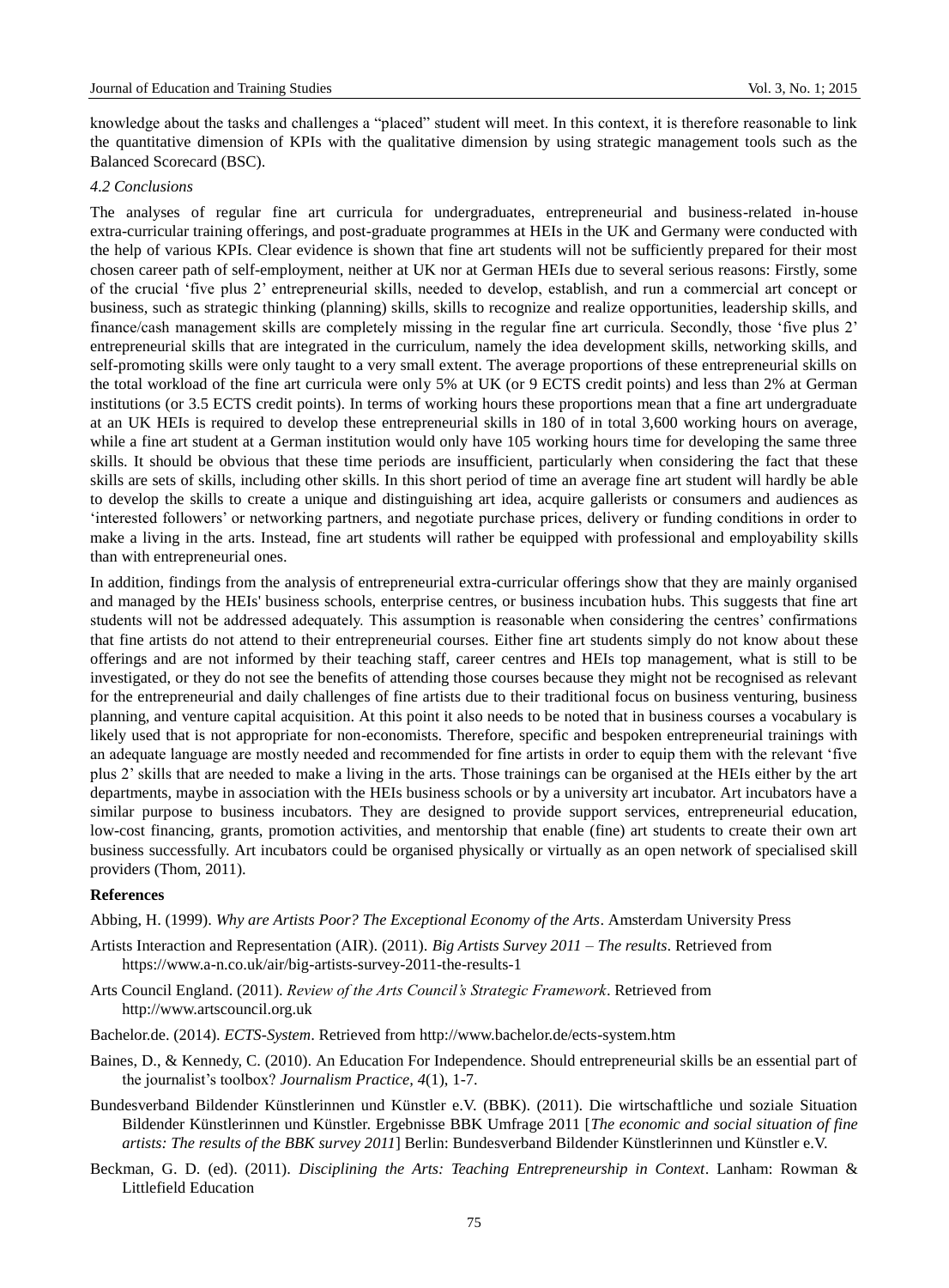knowledge about the tasks and challenges a "placed" student will meet. In this context, it is therefore reasonable to link the quantitative dimension of KPIs with the qualitative dimension by using strategic management tools such as the Balanced Scorecard (BSC).

### *4.2 Conclusions*

The analyses of regular fine art curricula for undergraduates, entrepreneurial and business-related in-house extra-curricular training offerings, and post-graduate programmes at HEIs in the UK and Germany were conducted with the help of various KPIs. Clear evidence is shown that fine art students will not be sufficiently prepared for their most chosen career path of self-employment, neither at UK nor at German HEIs due to several serious reasons: Firstly, some of the crucial 'five plus 2' entrepreneurial skills, needed to develop, establish, and run a commercial art concept or business, such as strategic thinking (planning) skills, skills to recognize and realize opportunities, leadership skills, and finance/cash management skills are completely missing in the regular fine art curricula. Secondly, those 'five plus 2' entrepreneurial skills that are integrated in the curriculum, namely the idea development skills, networking skills, and self-promoting skills were only taught to a very small extent. The average proportions of these entrepreneurial skills on the total workload of the fine art curricula were only 5% at UK (or 9 ECTS credit points) and less than 2% at German institutions (or 3.5 ECTS credit points). In terms of working hours these proportions mean that a fine art undergraduate at an UK HEIs is required to develop these entrepreneurial skills in 180 of in total 3,600 working hours on average, while a fine art student at a German institution would only have 105 working hours time for developing the same three skills. It should be obvious that these time periods are insufficient, particularly when considering the fact that these skills are sets of skills, including other skills. In this short period of time an average fine art student will hardly be able to develop the skills to create a unique and distinguishing art idea, acquire gallerists or consumers and audiences as 'interested followers' or networking partners, and negotiate purchase prices, delivery or funding conditions in order to make a living in the arts. Instead, fine art students will rather be equipped with professional and employability skills than with entrepreneurial ones.

In addition, findings from the analysis of entrepreneurial extra-curricular offerings show that they are mainly organised and managed by the HEIs' business schools, enterprise centres, or business incubation hubs. This suggests that fine art students will not be addressed adequately. This assumption is reasonable when considering the centres' confirmations that fine artists do not attend to their entrepreneurial courses. Either fine art students simply do not know about these offerings and are not informed by their teaching staff, career centres and HEIs top management, what is still to be investigated, or they do not see the benefits of attending those courses because they might not be recognised as relevant for the entrepreneurial and daily challenges of fine artists due to their traditional focus on business venturing, business planning, and venture capital acquisition. At this point it also needs to be noted that in business courses a vocabulary is likely used that is not appropriate for non-economists. Therefore, specific and bespoken entrepreneurial trainings with an adequate language are mostly needed and recommended for fine artists in order to equip them with the relevant 'five plus 2' skills that are needed to make a living in the arts. Those trainings can be organised at the HEIs either by the art departments, maybe in association with the HEIs business schools or by a university art incubator. Art incubators have a similar purpose to business incubators. They are designed to provide support services, entrepreneurial education, low-cost financing, grants, promotion activities, and mentorship that enable (fine) art students to create their own art business successfully. Art incubators could be organised physically or virtually as an open network of specialised skill providers (Thom, 2011).

## References

Abbing, H. (1999). *Why are Artists Poor? The Exceptional Economy of the Arts*. Amsterdam University Press

Artists Interaction and Representation (AIR). (2011). *Big Artists Survey 2011 – The results*. Retrieved from https://www.a-n.co.uk/air/big-artists-survey-2011-the-results-1

Arts Council England. (2011). *Review of the Arts Council's Strategic Framework*. Retrieved from http://www.artscouncil.org.uk

Bachelor.de. (2014). *ECTS-System*. Retrieved from http://www.bachelor.de/ects-system.htm

Baines, D., & Kennedy, C. (2010). An Education For Independence. Should entrepreneurial skills be an essential part of the journalist's toolbox? *Journalism Practice, 4*(1), 1-7.

Bundesverband Bildender Künstlerinnen und Künstler e.V. (BBK). (2011). Die wirtschaftliche und soziale Situation Bildender Künstlerinnen und Künstler. Ergebnisse BBK Umfrage 2011 [*The economic and social situation of fine artists: The results of the BBK survey 2011*] Berlin: Bundesverband Bildender Künstlerinnen und Künstler e.V.

Beckman, G. D. (ed). (2011). *Disciplining the Arts: Teaching Entrepreneurship in Context*. Lanham: Rowman & Littlefield Education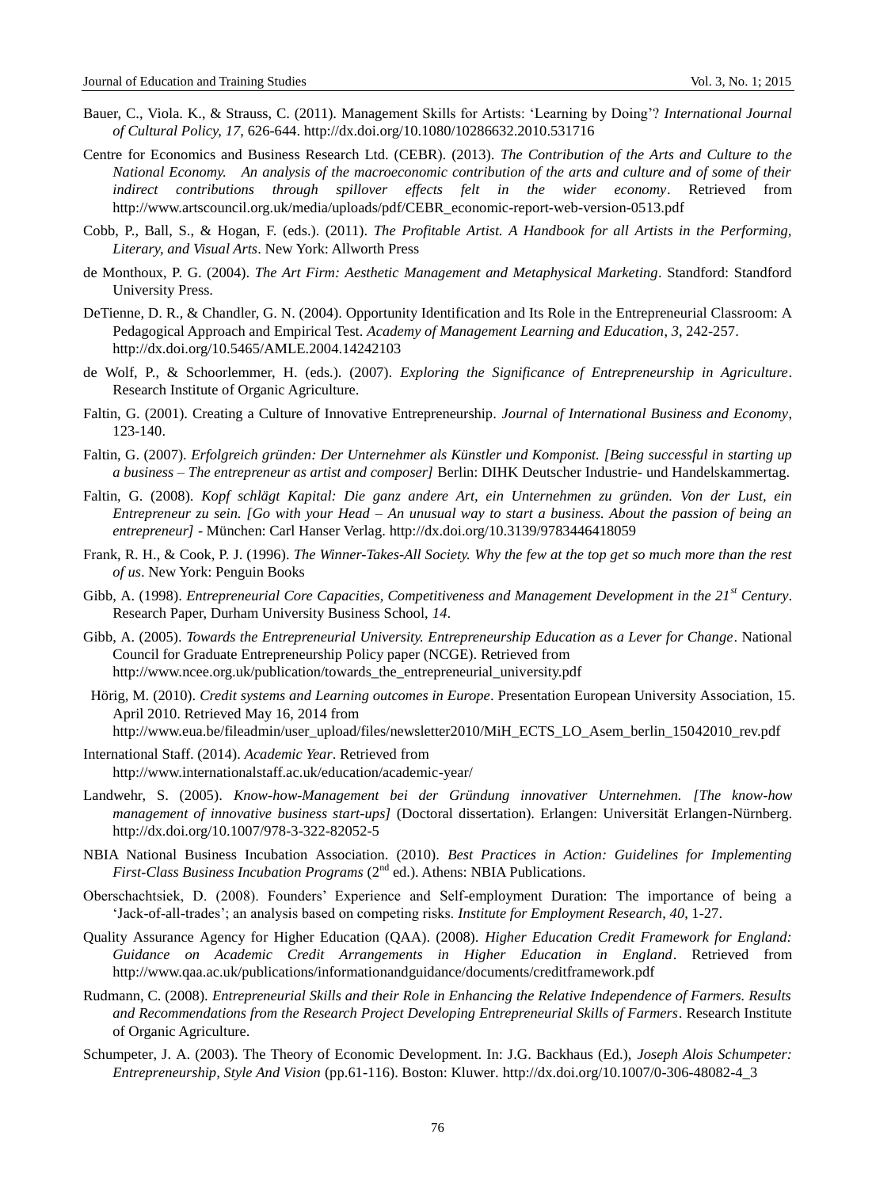Bauer, C., Viola. K., & Strauss, C. (2011). Management Skills for Artists: 'Learning by Doing'? *International Journal of Cultural Policy, 17*, 626-644. http://dx.doi.org/10.1080/10286632.2010.531716

Centre for Economics and Business Research Ltd. (CEBR). (2013). *The Contribution of the Arts and Culture to the National Economy. An analysis of the macroeconomic contribution of the arts and culture and of some of their indirect contributions through spillover effects felt in the wider economy*. Retrieved from http://www.artscouncil.org.uk/media/uploads/pdf/CEBR_economic-report-web-version-0513.pdf

Cobb, P., Ball, S., & Hogan, F. (eds.). (2011). *The Profitable Artist. A Handbook for all Artists in the Performing, Literary, and Visual Arts*. New York: Allworth Press

de Monthoux, P. G. (2004). *The Art Firm: Aesthetic Management and Metaphysical Marketing*. Standford: Standford University Press.

DeTienne, D. R., & Chandler, G. N. (2004). Opportunity Identification and Its Role in the Entrepreneurial Classroom: A Pedagogical Approach and Empirical Test. *Academy of Management Learning and Education, 3*, 242-257. http://dx.doi.org/10.5465/AMLE.2004.14242103

de Wolf, P., & Schoorlemmer, H. (eds.). (2007). *Exploring the Significance of Entrepreneurship in Agriculture*. Research Institute of Organic Agriculture.

Faltin, G. (2001). Creating a Culture of Innovative Entrepreneurship. *Journal of International Business and Economy*, 123-140.

Faltin, G. (2007). *Erfolgreich gründen: Der Unternehmer als Künstler und Komponist. [Being successful in starting up a business – The entrepreneur as artist and composer]* Berlin: DIHK Deutscher Industrie- und Handelskammertag.

Faltin, G. (2008). *Kopf schlägt Kapital: Die ganz andere Art, ein Unternehmen zu gründen. Von der Lust, ein Entrepreneur zu sein. [Go with your Head – An unusual way to start a business. About the passion of being an entrepreneur]* - München: Carl Hanser Verlag. http://dx.doi.org/10.3139/9783446418059

Frank, R. H., & Cook, P. J. (1996). *The Winner-Takes-All Society. Why the few at the top get so much more than the rest of us*. New York: Penguin Books

Gibb, A. (1998). *Entrepreneurial Core Capacities, Competitiveness and Management Development in the 21st Century*. Research Paper, Durham University Business School, *14*.

Gibb, A. (2005). *Towards the Entrepreneurial University. Entrepreneurship Education as a Lever for Change*. National Council for Graduate Entrepreneurship Policy paper (NCGE). Retrieved from http://www.ncee.org.uk/publication/towards_the_entrepreneurial_university.pdf

Hörig, M. (2010). *Credit systems and Learning outcomes in Europe*. Presentation European University Association, 15. April 2010. Retrieved May 16, 2014 from http://www.eua.be/fileadmin/user_upload/files/newsletter2010/MiH_ECTS_LO_Asem_berlin_15042010_rev.pdf

International Staff. (2014). *Academic Year*. Retrieved from http://www.internationalstaff.ac.uk/education/academic-year/

Landwehr, S. (2005). *Know-how-Management bei der Gründung innovativer Unternehmen. [The know-how management of innovative business start-ups]* (Doctoral dissertation). Erlangen: Universität Erlangen-Nürnberg. http://dx.doi.org/10.1007/978-3-322-82052-5

NBIA National Business Incubation Association. (2010). *Best Practices in Action: Guidelines for Implementing First-Class Business Incubation Programs* (2nd ed.). Athens: NBIA Publications.

Oberschachtsiek, D. (2008). Founders' Experience and Self-employment Duration: The importance of being a 'Jack-of-all-trades'; an analysis based on competing risks. *Institute for Employment Research, 40*, 1-27.

Quality Assurance Agency for Higher Education (QAA). (2008). *Higher Education Credit Framework for England: Guidance on Academic Credit Arrangements in Higher Education in England*. Retrieved from http://www.qaa.ac.uk/publications/informationandguidance/documents/creditframework.pdf

Rudmann, C. (2008). *Entrepreneurial Skills and their Role in Enhancing the Relative Independence of Farmers. Results and Recommendations from the Research Project Developing Entrepreneurial Skills of Farmers*. Research Institute of Organic Agriculture.

Schumpeter, J. A. (2003). The Theory of Economic Development. In: J.G. Backhaus (Ed.), *Joseph Alois Schumpeter: Entrepreneurship, Style And Vision* (pp.61-116). Boston: Kluwer. http://dx.doi.org/10.1007/0-306-48082-4_3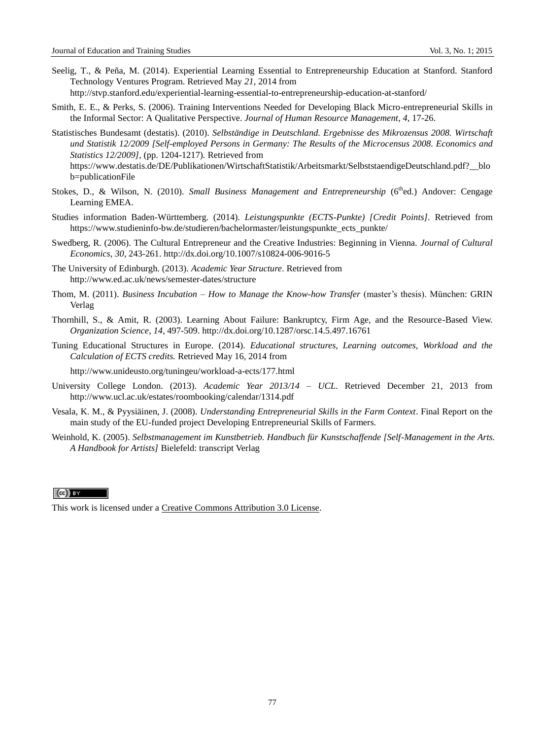Seelig, T., & Peña, M. (2014). Experiential Learning Essential to Entrepreneurship Education at Stanford. Stanford Technology Ventures Program. Retrieved May *21*, 2014 from http://stvp.stanford.edu/experiential-learning-essential-to-entrepreneurship-education-at-stanford/

Smith, E. E., & Perks, S. (2006). Training Interventions Needed for Developing Black Micro-entrepreneurial Skills in the Informal Sector: A Qualitative Perspective. *Journal of Human Resource Management*, *4*, 17-26.

Statistisches Bundesamt (destatis). (2010). *Selbständige in Deutschland. Ergebnisse des Mikrozensus 2008. Wirtschaft und Statistik 12/2009 [Self-employed Persons in Germany: The Results of the Microcensus 2008. Economics and Statistics 12/2009]*, (pp. 1204-1217). Retrieved from https://www.destatis.de/DE/Publikationen/WirtschaftStatistik/Arbeitsmarkt/SelbststaendigeDeutschland.pdf?__blob=publicationFile

Stokes, D., & Wilson, N. (2010). *Small Business Management and Entrepreneurship* (6th ed.) Andover: Cengage Learning EMEA.

Studies information Baden-Württemberg. (2014). *Leistungspunkte (ECTS-Punkte) [Credit Points]*. Retrieved from https://www.studieninfo-bw.de/studieren/bachelormaster/leistungspunkte_ects_punkte/

Swedberg, R. (2006). The Cultural Entrepreneur and the Creative Industries: Beginning in Vienna. *Journal of Cultural Economics*, *30*, 243-261. http://dx.doi.org/10.1007/s10824-006-9016-5

The University of Edinburgh. (2013). *Academic Year Structure*. Retrieved from http://www.ed.ac.uk/news/semester-dates/structure

Thom, M. (2011). *Business Incubation – How to Manage the Know-how Transfer* (master's thesis). München: GRIN Verlag

Thornhill, S., & Amit, R. (2003). Learning About Failure: Bankruptcy, Firm Age, and the Resource-Based View. *Organization Science*, *14*, 497-509. http://dx.doi.org/10.1287/orsc.14.5.497.16761

Tuning Educational Structures in Europe. (2014). *Educational structures, Learning outcomes, Workload and the Calculation of ECTS credits.* Retrieved May 16, 2014 from

http://www.unideusto.org/tuningeu/workload-a-ects/177.html

University College London. (2013). *Academic Year 2013/14 – UCL*. Retrieved December 21, 2013 from http://www.ucl.ac.uk/estates/roombooking/calendar/1314.pdf

Vesala, K. M., & Pyysiäinen, J. (2008). *Understanding Entrepreneurial Skills in the Farm Context*. Final Report on the main study of the EU-funded project Developing Entrepreneurial Skills of Farmers.

Weinhold, K. (2005). *Selbstmanagement im Kunstbetrieb. Handbuch für Kunstschaffende [Self-Management in the Arts. A Handbook for Artists]* Bielefeld: transcript Verlag

This work is licensed under a Creative Commons Attribution 3.0 License.